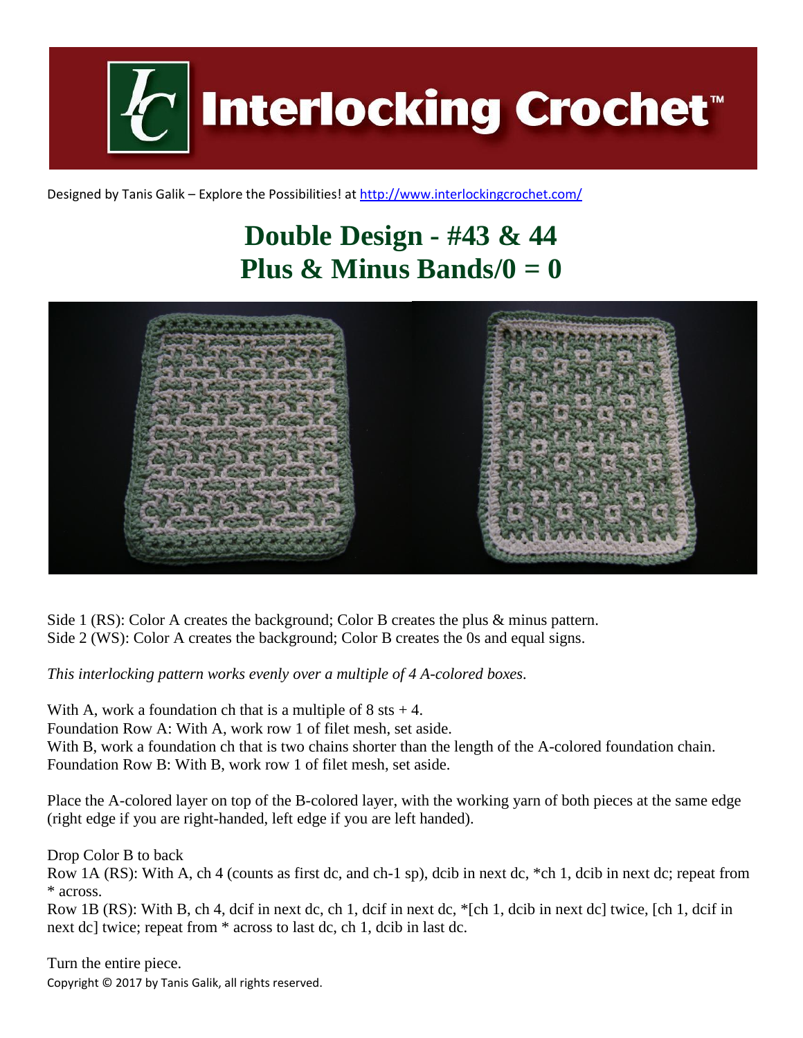# Interlocking Crochet™

Designed by Tanis Galik – Explore the Possibilities! at http://www.interlockingcrochet.com/

## Double Design - #43 & 44
## Plus & Minus Bands/0 = 0

Side 1 (RS): Color A creates the background; Color B creates the plus & minus pattern.
Side 2 (WS): Color A creates the background; Color B creates the 0s and equal signs.

*This interlocking pattern works evenly over a multiple of 4 A-colored boxes.*

With A, work a foundation ch that is a multiple of 8 sts + 4.
Foundation Row A: With A, work row 1 of filet mesh, set aside.
With B, work a foundation ch that is two chains shorter than the length of the A-colored foundation chain.
Foundation Row B: With B, work row 1 of filet mesh, set aside.

Place the A-colored layer on top of the B-colored layer, with the working yarn of both pieces at the same edge (right edge if you are right-handed, left edge if you are left handed).

Drop Color B to back
Row 1A (RS): With A, ch 4 (counts as first dc, and ch-1 sp), dcib in next dc, *ch 1, dcib in next dc; repeat from * across.
Row 1B (RS): With B, ch 4, dcif in next dc, ch 1, dcif in next dc, *[ch 1, dcib in next dc] twice, [ch 1, dcif in next dc] twice; repeat from * across to last dc, ch 1, dcib in last dc.

Turn the entire piece.

Copyright © 2017 by Tanis Galik, all rights reserved.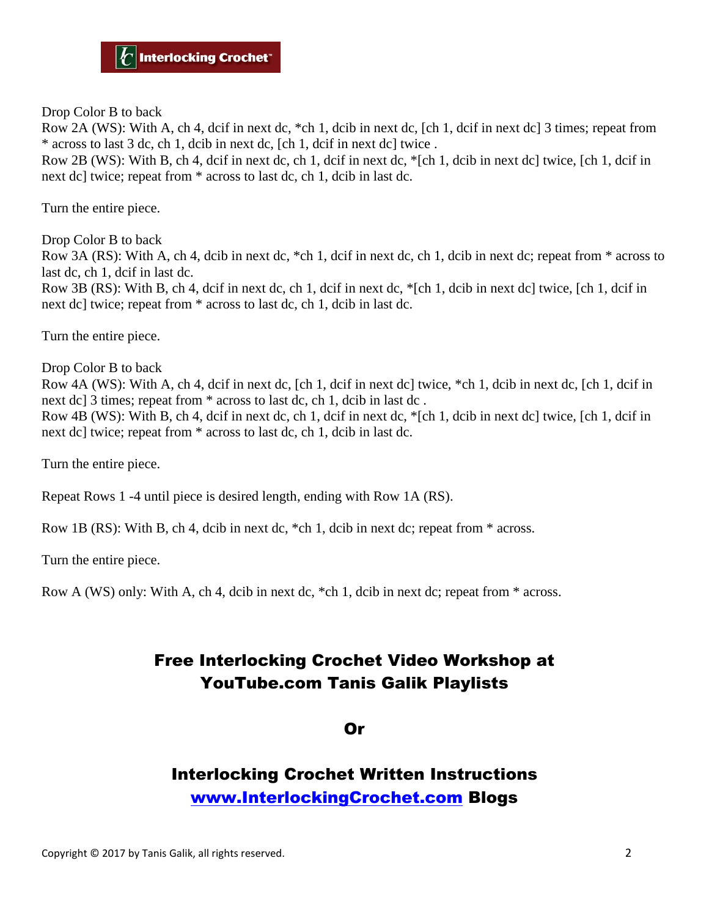Drop Color B to back

Row 2A (WS): With A, ch 4, dcif in next dc, *ch 1, dcib in next dc, [ch 1, dcif in next dc] 3 times; repeat from * across to last 3 dc, ch 1, dcib in next dc, [ch 1, dcif in next dc] twice .

Row 2B (WS): With B, ch 4, dcif in next dc, ch 1, dcif in next dc, *[ch 1, dcib in next dc] twice, [ch 1, dcif in next dc] twice; repeat from * across to last dc, ch 1, dcib in last dc.

Turn the entire piece.

Drop Color B to back

Row 3A (RS): With A, ch 4, dcib in next dc, *ch 1, dcif in next dc, ch 1, dcib in next dc; repeat from * across to last dc, ch 1, dcif in last dc.

Row 3B (RS): With B, ch 4, dcif in next dc, ch 1, dcif in next dc, *[ch 1, dcib in next dc] twice, [ch 1, dcif in next dc] twice; repeat from * across to last dc, ch 1, dcib in last dc.

Turn the entire piece.

Drop Color B to back

Row 4A (WS): With A, ch 4, dcif in next dc, [ch 1, dcif in next dc] twice, *ch 1, dcib in next dc, [ch 1, dcif in next dc] 3 times; repeat from * across to last dc, ch 1, dcib in last dc .

Row 4B (WS): With B, ch 4, dcif in next dc, ch 1, dcif in next dc, *[ch 1, dcib in next dc] twice, [ch 1, dcif in next dc] twice; repeat from * across to last dc, ch 1, dcib in last dc.

Turn the entire piece.

Repeat Rows 1 -4 until piece is desired length, ending with Row 1A (RS).

Row 1B (RS): With B, ch 4, dcib in next dc, *ch 1, dcib in next dc; repeat from * across.

Turn the entire piece.

Row A (WS) only: With A, ch 4, dcib in next dc, *ch 1, dcib in next dc; repeat from * across.

**Free Interlocking Crochet Video Workshop at YouTube.com Tanis Galik Playlists**

**Or**

**Interlocking Crochet Written Instructions [www.InterlockingCrochet.com](http://www.InterlockingCrochet.com) Blogs**

Copyright © 2017 by Tanis Galik, all rights reserved.